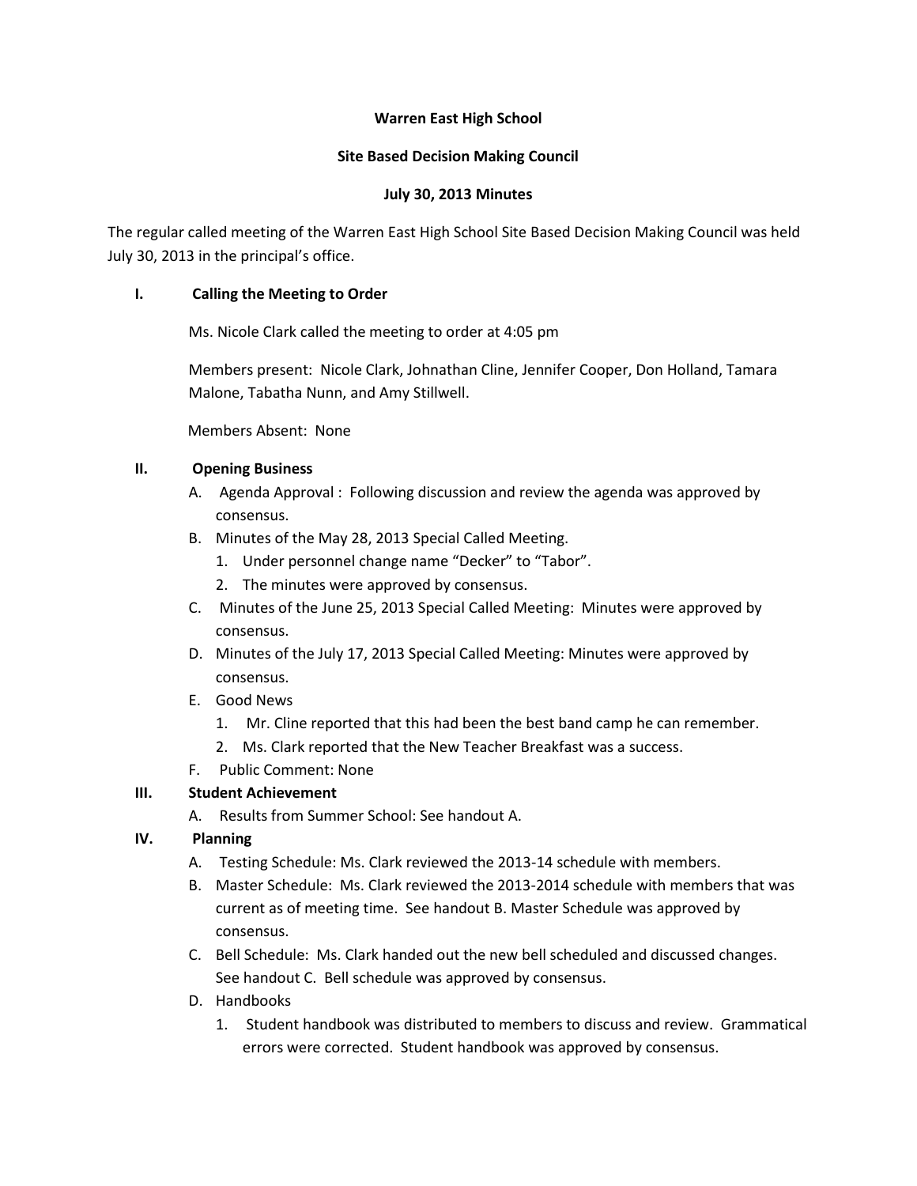**Warren East High School**

**Site Based Decision Making Council**

**July 30, 2013 Minutes**

The regular called meeting of the Warren East High School Site Based Decision Making Council was held July 30, 2013 in the principal's office.

**I. Calling the Meeting to Order**

Ms. Nicole Clark called the meeting to order at 4:05 pm

Members present: Nicole Clark, Johnathan Cline, Jennifer Cooper, Don Holland, Tamara Malone, Tabatha Nunn, and Amy Stillwell.

Members Absent: None

**II. Opening Business**

A. Agenda Approval : Following discussion and review the agenda was approved by consensus.

B. Minutes of the May 28, 2013 Special Called Meeting.
   1. Under personnel change name "Decker" to "Tabor".
   2. The minutes were approved by consensus.

C. Minutes of the June 25, 2013 Special Called Meeting: Minutes were approved by consensus.

D. Minutes of the July 17, 2013 Special Called Meeting: Minutes were approved by consensus.

E. Good News
   1. Mr. Cline reported that this had been the best band camp he can remember.
   2. Ms. Clark reported that the New Teacher Breakfast was a success.

F. Public Comment: None

**III. Student Achievement**

A. Results from Summer School: See handout A.

**IV. Planning**

A. Testing Schedule: Ms. Clark reviewed the 2013-14 schedule with members.

B. Master Schedule: Ms. Clark reviewed the 2013-2014 schedule with members that was current as of meeting time. See handout B. Master Schedule was approved by consensus.

C. Bell Schedule: Ms. Clark handed out the new bell scheduled and discussed changes. See handout C. Bell schedule was approved by consensus.

D. Handbooks
   1. Student handbook was distributed to members to discuss and review. Grammatical errors were corrected. Student handbook was approved by consensus.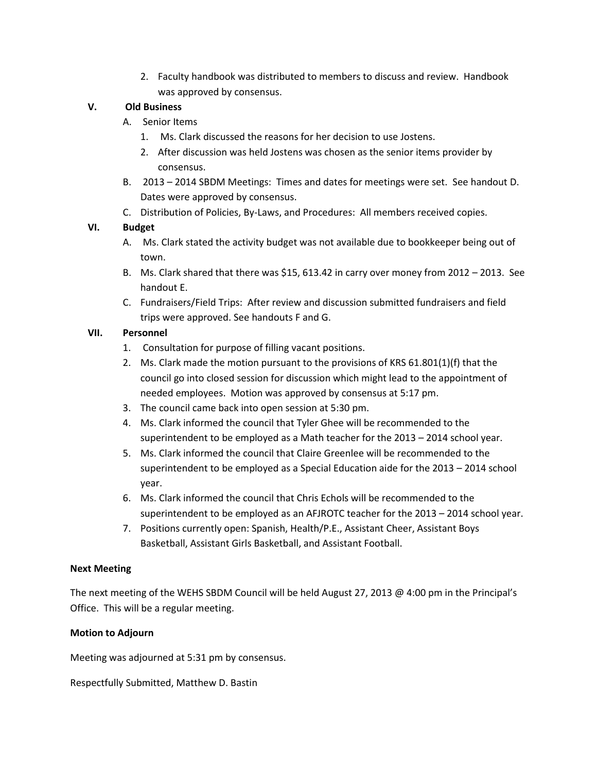2. Faculty handbook was distributed to members to discuss and review. Handbook was approved by consensus.

**V. Old Business**

A. Senior Items
   1. Ms. Clark discussed the reasons for her decision to use Jostens.
   2. After discussion was held Jostens was chosen as the senior items provider by consensus.

B. 2013 – 2014 SBDM Meetings: Times and dates for meetings were set. See handout D. Dates were approved by consensus.

C. Distribution of Policies, By-Laws, and Procedures: All members received copies.

**VI. Budget**

A. Ms. Clark stated the activity budget was not available due to bookkeeper being out of town.

B. Ms. Clark shared that there was $15, 613.42 in carry over money from 2012 – 2013. See handout E.

C. Fundraisers/Field Trips: After review and discussion submitted fundraisers and field trips were approved. See handouts F and G.

**VII. Personnel**

1. Consultation for purpose of filling vacant positions.
2. Ms. Clark made the motion pursuant to the provisions of KRS 61.801(1)(f) that the council go into closed session for discussion which might lead to the appointment of needed employees. Motion was approved by consensus at 5:17 pm.
3. The council came back into open session at 5:30 pm.
4. Ms. Clark informed the council that Tyler Ghee will be recommended to the superintendent to be employed as a Math teacher for the 2013 – 2014 school year.
5. Ms. Clark informed the council that Claire Greenlee will be recommended to the superintendent to be employed as a Special Education aide for the 2013 – 2014 school year.
6. Ms. Clark informed the council that Chris Echols will be recommended to the superintendent to be employed as an AFJROTC teacher for the 2013 – 2014 school year.
7. Positions currently open: Spanish, Health/P.E., Assistant Cheer, Assistant Boys Basketball, Assistant Girls Basketball, and Assistant Football.

**Next Meeting**

The next meeting of the WEHS SBDM Council will be held August 27, 2013 @ 4:00 pm in the Principal's Office. This will be a regular meeting.

**Motion to Adjourn**

Meeting was adjourned at 5:31 pm by consensus.

Respectfully Submitted, Matthew D. Bastin